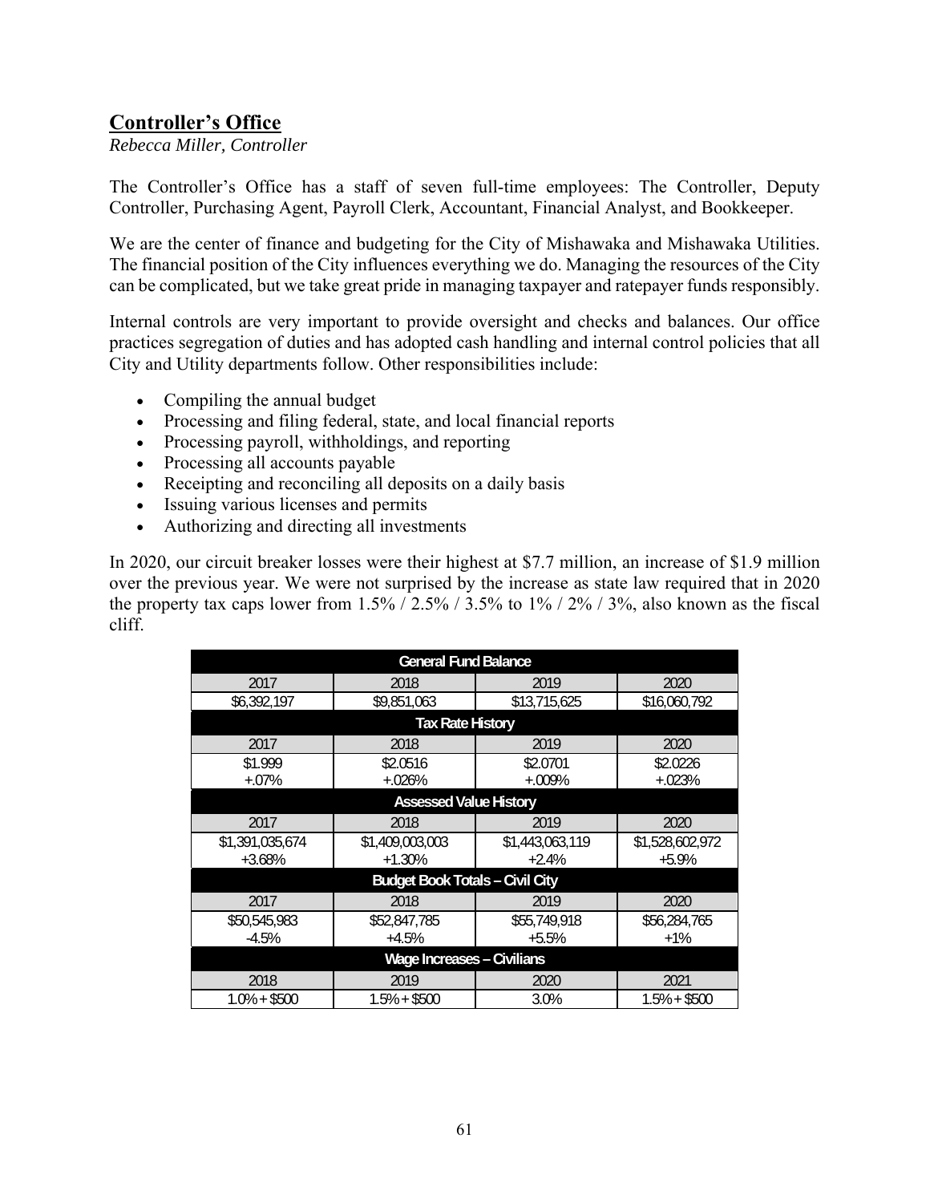## Controller's Office

*Rebecca Miller, Controller*

The Controller's Office has a staff of seven full-time employees: The Controller, Deputy Controller, Purchasing Agent, Payroll Clerk, Accountant, Financial Analyst, and Bookkeeper.

We are the center of finance and budgeting for the City of Mishawaka and Mishawaka Utilities. The financial position of the City influences everything we do. Managing the resources of the City can be complicated, but we take great pride in managing taxpayer and ratepayer funds responsibly.

Internal controls are very important to provide oversight and checks and balances. Our office practices segregation of duties and has adopted cash handling and internal control policies that all City and Utility departments follow. Other responsibilities include:

- Compiling the annual budget
- Processing and filing federal, state, and local financial reports
- Processing payroll, withholdings, and reporting
- Processing all accounts payable
- Receipting and reconciling all deposits on a daily basis
- Issuing various licenses and permits
- Authorizing and directing all investments

In 2020, our circuit breaker losses were their highest at $7.7 million, an increase of $1.9 million over the previous year. We were not surprised by the increase as state law required that in 2020 the property tax caps lower from 1.5% / 2.5% / 3.5% to 1% / 2% / 3%, also known as the fiscal cliff.

| General Fund Balance | | | |
|---|---|---|---|
| 2017 | 2018 | 2019 | 2020 |
| $6,392,197 | $9,851,063 | $13,715,625 | $16,060,792 |
| **Tax Rate History** | | | |
| 2017 | 2018 | 2019 | 2020 |
| $1.999<br>+.07% | $2.0516<br>+.026% | $2.0701<br>+.009% | $2.0226<br>+.023% |
| **Assessed Value History** | | | |
| 2017 | 2018 | 2019 | 2020 |
| $1,391,035,674<br>+3.68% | $1,409,003,003<br>+1.30% | $1,443,063,119<br>+2.4% | $1,528,602,972<br>+5.9% |
| **Budget Book Totals – Civil City** | | | |
| 2017 | 2018 | 2019 | 2020 |
| $50,545,983<br>-4.5% | $52,847,785<br>+4.5% | $55,749,918<br>+5.5% | $56,284,765<br>+1% |
| **Wage Increases – Civilians** | | | |
| 2018 | 2019 | 2020 | 2021 |
| 1.0% + $500 | 1.5% + $500 | 3.0% | 1.5% + $500 |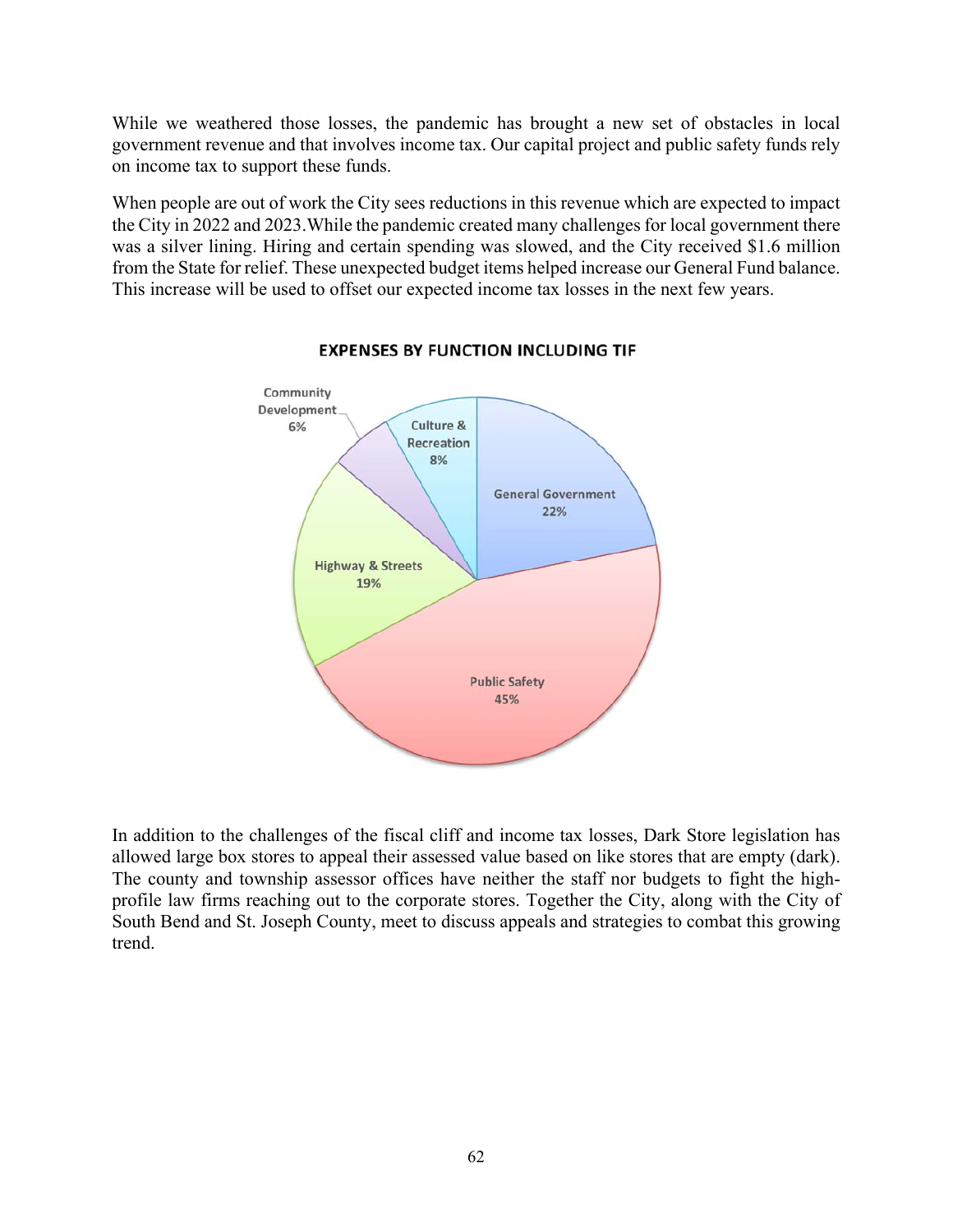While we weathered those losses, the pandemic has brought a new set of obstacles in local government revenue and that involves income tax. Our capital project and public safety funds rely on income tax to support these funds.

When people are out of work the City sees reductions in this revenue which are expected to impact the City in 2022 and 2023.While the pandemic created many challenges for local government there was a silver lining. Hiring and certain spending was slowed, and the City received $1.6 million from the State for relief. These unexpected budget items helped increase our General Fund balance. This increase will be used to offset our expected income tax losses in the next few years.

**EXPENSES BY FUNCTION INCLUDING TIF**

| Function | Percentage |
| --- | --- |
| General Government | 22% |
| Public Safety | 45% |
| Highway & Streets | 19% |
| Community Development | 6% |
| Culture & Recreation | 8% |

In addition to the challenges of the fiscal cliff and income tax losses, Dark Store legislation has allowed large box stores to appeal their assessed value based on like stores that are empty (dark). The county and township assessor offices have neither the staff nor budgets to fight the high-profile law firms reaching out to the corporate stores. Together the City, along with the City of South Bend and St. Joseph County, meet to discuss appeals and strategies to combat this growing trend.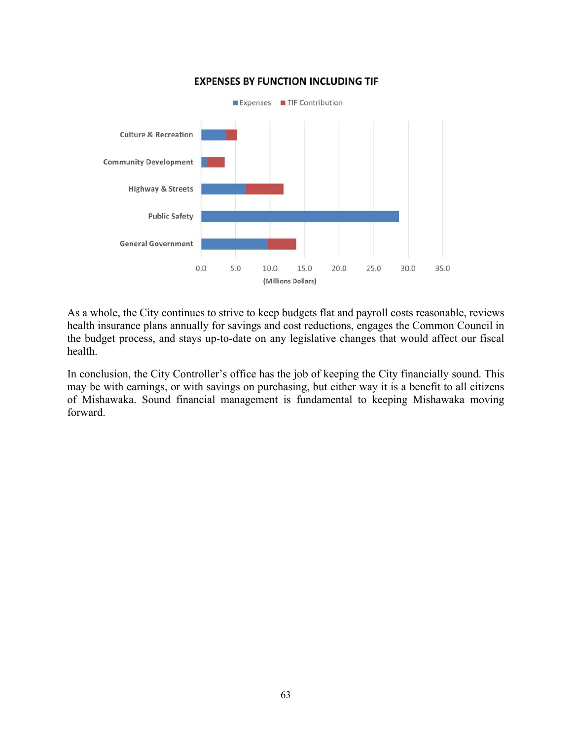EXPENSES BY FUNCTION INCLUDING TIF

Expenses
TIF Contribution

Culture & Recreation
Community Development
Highway & Streets
Public Safety
General Government

0.0
5.0
10.0
15.0
20.0
25.0
30.0
35.0

(Millions Dollars)

As a whole, the City continues to strive to keep budgets flat and payroll costs reasonable, reviews health insurance plans annually for savings and cost reductions, engages the Common Council in the budget process, and stays up-to-date on any legislative changes that would affect our fiscal health.

In conclusion, the City Controller's office has the job of keeping the City financially sound. This may be with earnings, or with savings on purchasing, but either way it is a benefit to all citizens of Mishawaka. Sound financial management is fundamental to keeping Mishawaka moving forward.